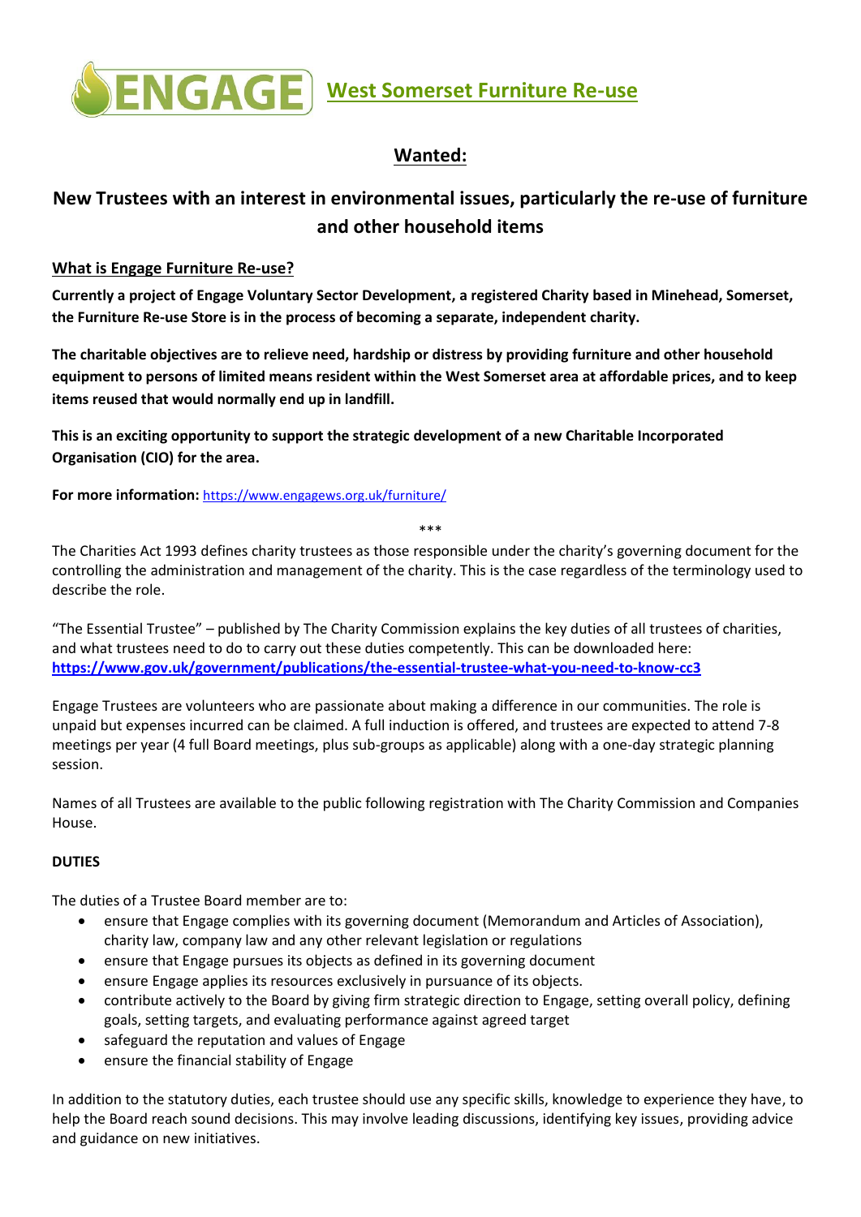# ENGAGE West Somerset Furniture Re-use

## Wanted:

## New Trustees with an interest in environmental issues, particularly the re-use of furniture and other household items

### What is Engage Furniture Re-use?

**Currently a project of Engage Voluntary Sector Development, a registered Charity based in Minehead, Somerset, the Furniture Re-use Store is in the process of becoming a separate, independent charity.**

**The charitable objectives are to relieve need, hardship or distress by providing furniture and other household equipment to persons of limited means resident within the West Somerset area at affordable prices, and to keep items reused that would normally end up in landfill.**

**This is an exciting opportunity to support the strategic development of a new Charitable Incorporated Organisation (CIO) for the area.**

**For more information:** https://www.engagews.org.uk/furniture/

***

The Charities Act 1993 defines charity trustees as those responsible under the charity's governing document for the controlling the administration and management of the charity. This is the case regardless of the terminology used to describe the role.

"The Essential Trustee" – published by The Charity Commission explains the key duties of all trustees of charities, and what trustees need to do to carry out these duties competently. This can be downloaded here: **https://www.gov.uk/government/publications/the-essential-trustee-what-you-need-to-know-cc3**

Engage Trustees are volunteers who are passionate about making a difference in our communities. The role is unpaid but expenses incurred can be claimed. A full induction is offered, and trustees are expected to attend 7-8 meetings per year (4 full Board meetings, plus sub-groups as applicable) along with a one-day strategic planning session.

Names of all Trustees are available to the public following registration with The Charity Commission and Companies House.

**DUTIES**

The duties of a Trustee Board member are to:

- ensure that Engage complies with its governing document (Memorandum and Articles of Association), charity law, company law and any other relevant legislation or regulations
- ensure that Engage pursues its objects as defined in its governing document
- ensure Engage applies its resources exclusively in pursuance of its objects.
- contribute actively to the Board by giving firm strategic direction to Engage, setting overall policy, defining goals, setting targets, and evaluating performance against agreed target
- safeguard the reputation and values of Engage
- ensure the financial stability of Engage

In addition to the statutory duties, each trustee should use any specific skills, knowledge to experience they have, to help the Board reach sound decisions. This may involve leading discussions, identifying key issues, providing advice and guidance on new initiatives.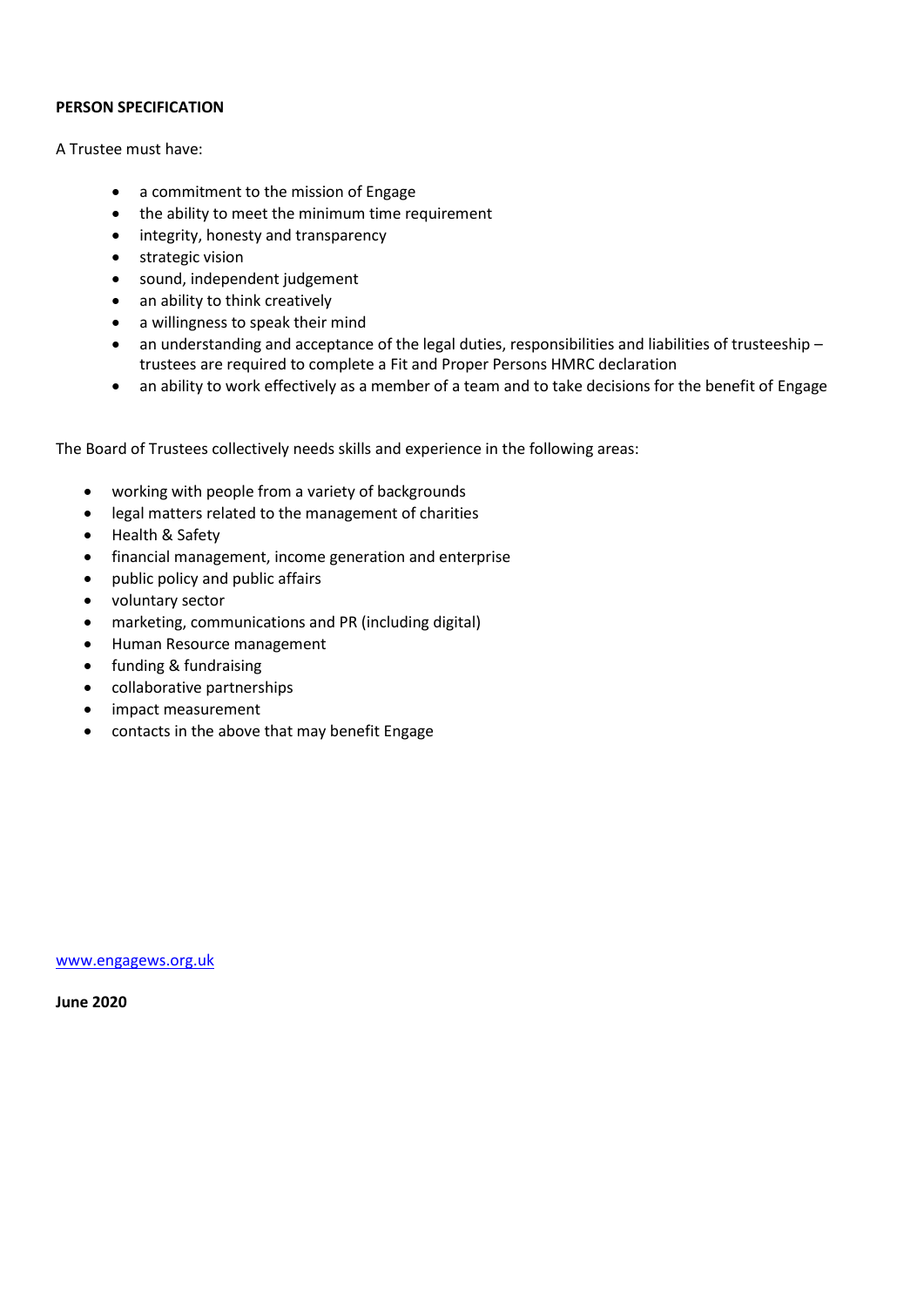**PERSON SPECIFICATION**

A Trustee must have:

- a commitment to the mission of Engage
- the ability to meet the minimum time requirement
- integrity, honesty and transparency
- strategic vision
- sound, independent judgement
- an ability to think creatively
- a willingness to speak their mind
- an understanding and acceptance of the legal duties, responsibilities and liabilities of trusteeship – trustees are required to complete a Fit and Proper Persons HMRC declaration
- an ability to work effectively as a member of a team and to take decisions for the benefit of Engage

The Board of Trustees collectively needs skills and experience in the following areas:

- working with people from a variety of backgrounds
- legal matters related to the management of charities
- Health & Safety
- financial management, income generation and enterprise
- public policy and public affairs
- voluntary sector
- marketing, communications and PR (including digital)
- Human Resource management
- funding & fundraising
- collaborative partnerships
- impact measurement
- contacts in the above that may benefit Engage

[www.engagews.org.uk](http://www.engagews.org.uk)

**June 2020**